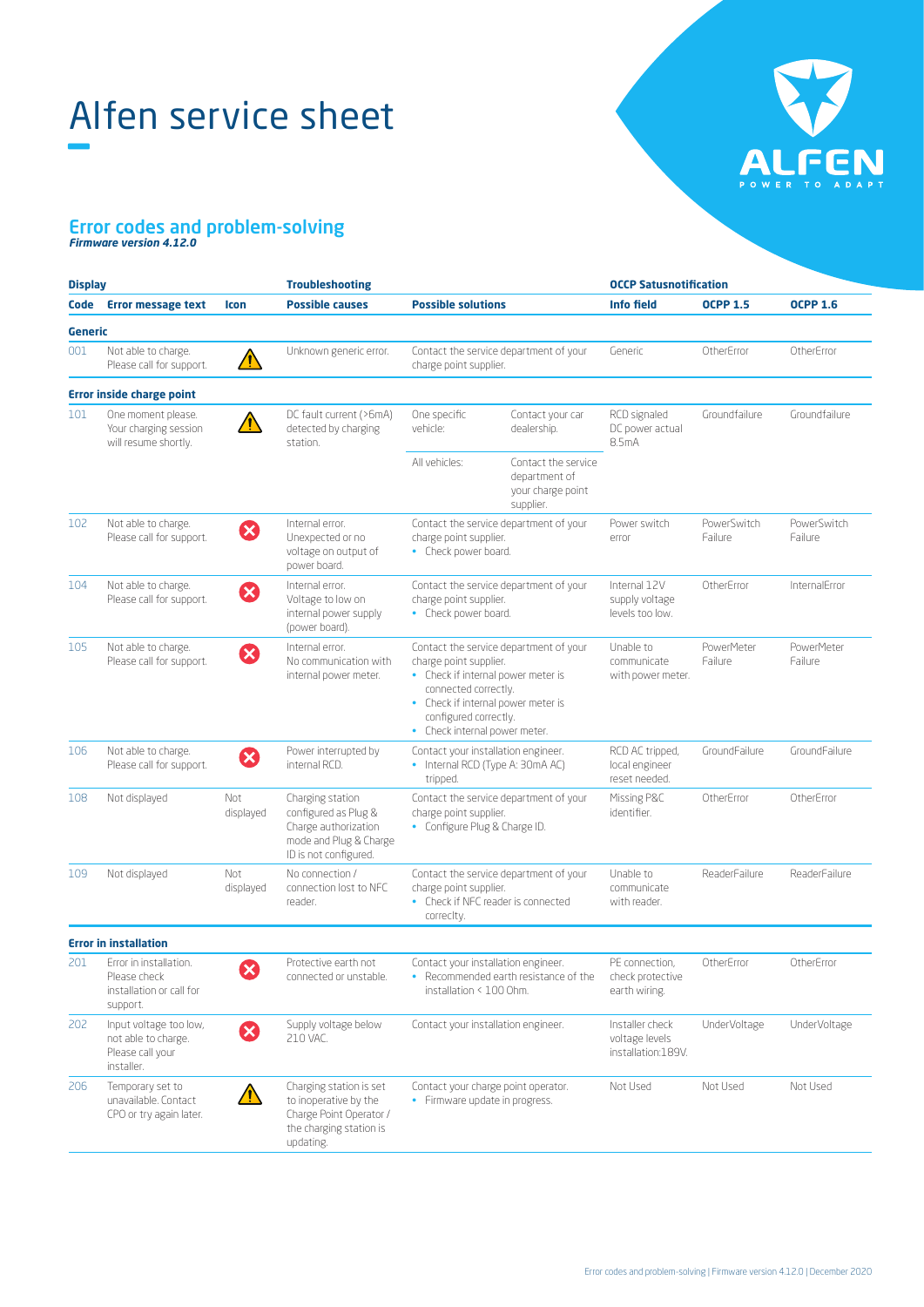# Alfen service sheet

## Error codes and problem-solving

***Firmware version 4.12.0***

| Display | | | Troubleshooting | | | OCCP Satusnotification | | |
|---|---|---|---|---|---|---|---|---|
| **Code** | **Error message text** | **Icon** | **Possible causes** | **Possible solutions** | | **Info field** | **OCPP 1.5** | **OCPP 1.6** |
| **Generic** | | | | | | | | |
| 001 | Not able to charge. Please call for support. | ⚠ | Unknown generic error. | Contact the service department of your charge point supplier. | | Generic | OtherError | OtherError |
| **Error inside charge point** | | | | | | | | |
| 101 | One moment please. Your charging session will resume shortly. | ⚠ | DC fault current (>6mA) detected by charging station. | One specific vehicle: | Contact your car dealership. | RCD signaled DC power actual 8.5mA | Groundfailure | Groundfailure |
| | | | | All vehicles: | Contact the service department of your charge point supplier. | | | |
| 102 | Not able to charge. Please call for support. | ✖ | Internal error. Unexpected or no voltage on output of power board. | Contact the service department of your charge point supplier.<br>• Check power board. | | Power switch error | PowerSwitch Failure | PowerSwitch Failure |
| 104 | Not able to charge. Please call for support. | ✖ | Internal error. Voltage to low on internal power supply (power board). | Contact the service department of your charge point supplier.<br>• Check power board. | | Internal 12V supply voltage levels too low. | OtherError | InternalError |
| 105 | Not able to charge. Please call for support. | ✖ | Internal error. No communication with internal power meter. | Contact the service department of your charge point supplier.<br>• Check if internal power meter is connected correctly.<br>• Check if internal power meter is configured correctly.<br>• Check internal power meter. | | Unable to communicate with power meter. | PowerMeter Failure | PowerMeter Failure |
| 106 | Not able to charge. Please call for support. | ✖ | Power interrupted by internal RCD. | Contact your installation engineer.<br>• Internal RCD (Type A: 30mA AC) tripped. | | RCD AC tripped, local engineer reset needed. | GroundFailure | GroundFailure |
| 108 | Not displayed | Not displayed | Charging station configured as Plug & Charge authorization mode and Plug & Charge ID is not configured. | Contact the service department of your charge point supplier.<br>• Configure Plug & Charge ID. | | Missing P&C identifier. | OtherError | OtherError |
| 109 | Not displayed | Not displayed | No connection / connection lost to NFC reader. | Contact the service department of your charge point supplier.<br>• Check if NFC reader is connected correctly. | | Unable to communicate with reader. | ReaderFailure | ReaderFailure |
| **Error in installation** | | | | | | | | |
| 201 | Error in installation. Please check installation or call for support. | ✖ | Protective earth not connected or unstable. | Contact your installation engineer.<br>• Recommended earth resistance of the installation < 100 Ohm. | | PE connection, check protective earth wiring. | OtherError | OtherError |
| 202 | Input voltage too low, not able to charge. Please call your installer. | ✖ | Supply voltage below 210 VAC. | Contact your installation engineer. | | Installer check voltage levels installation:189V. | UnderVoltage | UnderVoltage |
| 206 | Temporary set to unavailable. Contact CPO or try again later. | ⚠ | Charging station is set to inoperative by the Charge Point Operator / the charging station is updating. | Contact your charge point operator.<br>• Firmware update in progress. | | Not Used | Not Used | Not Used |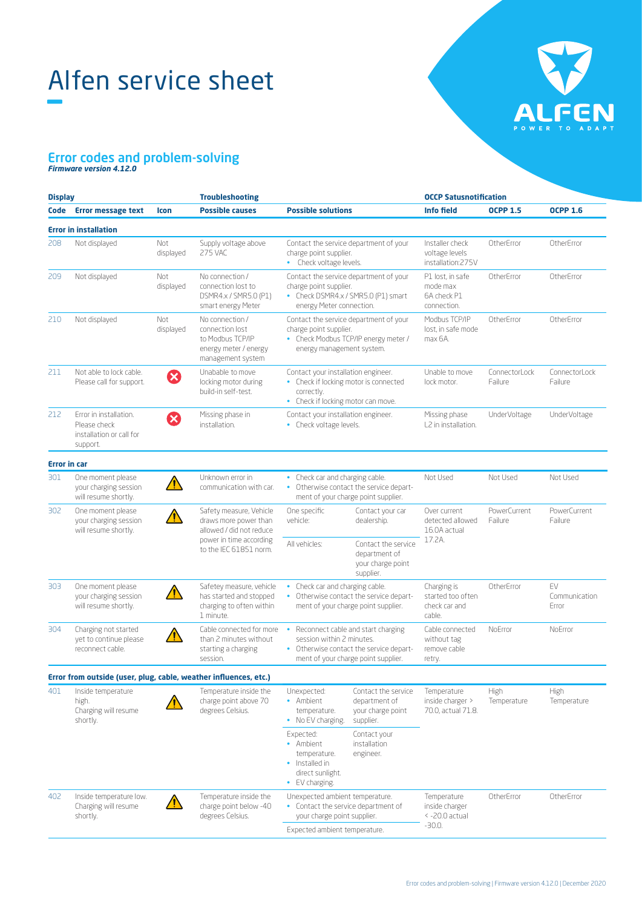# Alfen service sheet

## Error codes and problem-solving

***Firmware version 4.12.0***

| Display | | | Troubleshooting | | OCCP Satusnotification | | |
|---|---|---|---|---|---|---|---|
| **Code** | **Error message text** | **Icon** | **Possible causes** | **Possible solutions** | **Info field** | **OCPP 1.5** | **OCPP 1.6** |
| **Error in installation** | | | | | | | |
| 208 | Not displayed | Not displayed | Supply voltage above 275 VAC | Contact the service department of your charge point supplier.<br>• Check voltage levels. | Installer check voltage levels installation:275V | OtherError | OtherError |
| 209 | Not displayed | Not displayed | No connection / connection lost to DSMR4.x / SMR5.0 (P1) smart energy Meter | Contact the service department of your charge point supplier.<br>• Check DSMR4.x / SMR5.0 (P1) smart energy Meter connection. | P1 lost, in safe mode max 6A check P1 connection. | OtherError | OtherError |
| 210 | Not displayed | Not displayed | No connection / connection lost to Modbus TCP/IP energy meter / energy management system | Contact the service department of your charge point supplier.<br>• Check Modbus TCP/IP energy meter / energy management system. | Modbus TCP/IP lost, in safe mode max 6A. | OtherError | OtherError |
| 211 | Not able to lock cable. Please call for support. | ✖ | Unable to move locking motor during build-in self-test. | Contact your installation engineer.<br>• Check if locking motor is connected correctly.<br>• Check if locking motor can move. | Unable to move lock motor. | ConnectorLock Failure | ConnectorLock Failure |
| 212 | Error in installation. Please check installation or call for support. | ✖ | Missing phase in installation. | Contact your installation engineer.<br>• Check voltage levels. | Missing phase L2 in installation. | UnderVoltage | UnderVoltage |
| **Error in car** | | | | | | | |
| 301 | One moment please your charging session will resume shortly. | ⚠ | Unknown error in communication with car. | • Check car and charging cable.<br>• Otherwise contact the service department of your charge point supplier. | Not Used | Not Used | Not Used |
| 302 | One moment please your charging session will resume shortly. | ⚠ | Safety measure, Vehicle draws more power than allowed / did not reduce power in time according to the IEC 61851 norm. | One specific vehicle: Contact your car dealership.<br>All vehicles: Contact the service department of your charge point supplier. | Over current detected allowed 16.0A actual 17.2A. | PowerCurrent Failure | PowerCurrent Failure |
| 303 | One moment please your charging session will resume shortly. | ⚠ | Safetey measure, vehicle has started and stopped charging to often within 1 minute. | • Check car and charging cable.<br>• Otherwise contact the service department of your charge point supplier. | Charging is started too often check car and cable. | OtherError | EV Communication Error |
| 304 | Charging not started yet to continue please reconnect cable. | ⚠ | Cable connected for more than 2 minutes without starting a charging session. | • Reconnect cable and start charging session within 2 minutes.<br>• Otherwise contact the service department of your charge point supplier. | Cable connected without tag remove cable retry. | NoError | NoError |
| **Error from outside (user, plug, cable, weather influences, etc.)** | | | | | | | |
| 401 | Inside temperature high. Charging will resume shortly. | ⚠ | Temperature inside the charge point above 70 degrees Celsius. | Unexpected:<br>• Ambient temperature.<br>• No EV charging.<br>Contact the service department of your charge point supplier.<br>Expected:<br>• Ambient temperature.<br>• Installed in direct sunlight.<br>• EV charging.<br>Contact your installation engineer. | Temperature inside charger > 70.0, actual 71.8. | High Temperature | High Temperature |
| 402 | Inside temperature low. Charging will resume shortly. | ⚠ | Temperature inside the charge point below -40 degrees Celsius. | Unexpected ambient temperature.<br>• Contact the service department of your charge point supplier.<br>Expected ambient temperature. | Temperature inside charger < -20.0 actual -30.0. | OtherError | OtherError |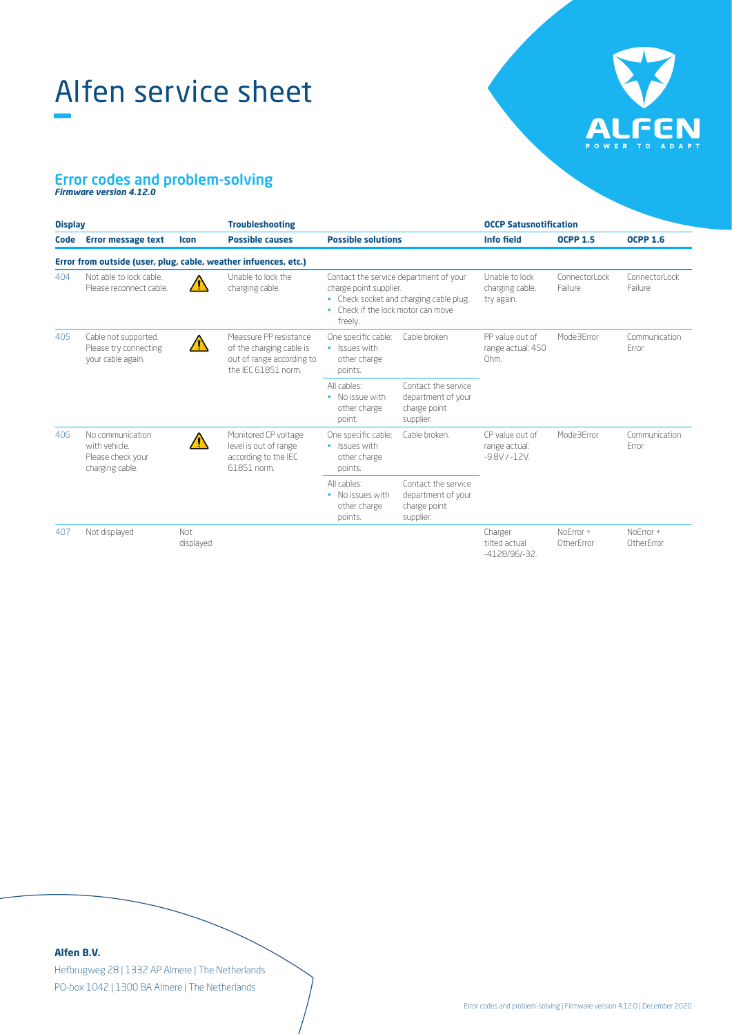# Alfen service sheet

## Error codes and problem-solving

***Firmware version 4.12.0***

| Display | | | Troubleshooting | | | OCCP Satusnotification | | |
|---|---|---|---|---|---|---|---|---|
| **Code** | **Error message text** | **Icon** | **Possible causes** | **Possible solutions** | | **Info field** | **OCPP 1.5** | **OCPP 1.6** |
| **Error from outside (user, plug, cable, weather infuences, etc.)** | | | | | | | | |
| 404 | Not able to lock cable. Please reconnect cable. | ⚠ | Unable to lock the charging cable. | Contact the service department of your charge point supplier. • Check socket and charging cable plug. • Check if the lock motor can move freely. | | Unable to lock charging cable, try again. | ConnectorLock Failure | ConnectorLock Failure |
| 405 | Cable not supported. Please try connecting your cable again. | ⚠ | Meassure PP resistance of the charging cable is out of range according to the IEC 61851 norm. | One specific cable: • Issues with other charge points. | Cable broken | PP value out of range actual: 450 Ohm. | Mode3Error | Communication Error |
| | | | | All cables: • No issue with other charge point. | Contact the service department of your charge point supplier. | | | |
| 406 | No communication with vehicle. Please check your charging cable. | ⚠ | Monitored CP voltage level is out of range according to the IEC 61851 norm. | One specific cable: • Issues with other charge points. | Cable broken. | CP value out of range actual: -9.8V / -12V. | Mode3Error | Communication Error |
| | | | | All cables: • No issues with other charge points. | Contact the service department of your charge point supplier. | | | |
| 407 | Not displayed | Not displayed | | | | Charger tilted actual -4128/96/-32. | NoError + OtherError | NoError + OtherError |

**Alfen B.V.**

Hefbrugweg 28 | 1332 AP Almere | The Netherlands
PO-box 1042 | 1300 BA Almere | The Netherlands

Error codes and problem-solving | Firmware version 4.12.0 | December 2020